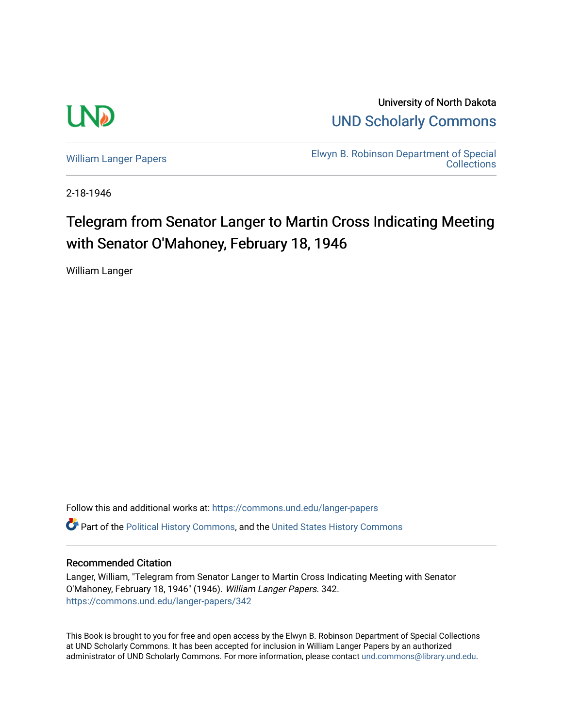University of North Dakota

UND Scholarly Commons

William Langer Papers

Elwyn B. Robinson Department of Special Collections

2-18-1946

# Telegram from Senator Langer to Martin Cross Indicating Meeting with Senator O'Mahoney, February 18, 1946

William Langer

Follow this and additional works at: https://commons.und.edu/langer-papers

Part of the Political History Commons, and the United States History Commons

## Recommended Citation

Langer, William, "Telegram from Senator Langer to Martin Cross Indicating Meeting with Senator O'Mahoney, February 18, 1946" (1946). *William Langer Papers*. 342.
https://commons.und.edu/langer-papers/342

This Book is brought to you for free and open access by the Elwyn B. Robinson Department of Special Collections at UND Scholarly Commons. It has been accepted for inclusion in William Langer Papers by an authorized administrator of UND Scholarly Commons. For more information, please contact und.commons@library.und.edu.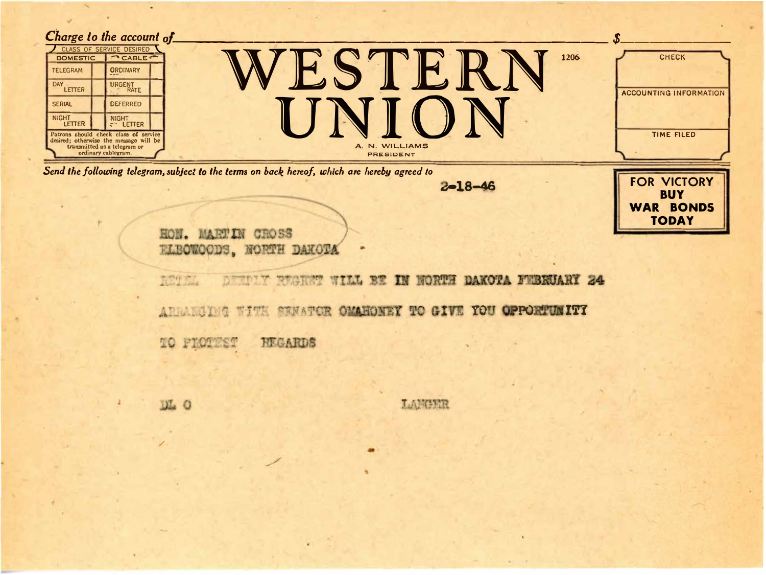*Charge to the account of* _______________ $ _______

| CLASS OF SERVICE DESIRED | |
| --- | --- |
| DOMESTIC | CABLE |
| TELEGRAM | ORDINARY |
| DAY LETTER | URGENT RATE |
| SERIAL | DEFERRED |
| NIGHT LETTER | NIGHT LETTER |

Patrons should check class of service desired; otherwise the message will be transmitted as a telegram or ordinary cablegram.

# WESTERN UNION

1206

A. N. WILLIAMS
PRESIDENT

CHECK

ACCOUNTING INFORMATION

TIME FILED

*Send the following telegram, subject to the terms on back hereof, which are hereby agreed to*

2-18-46

FOR VICTORY
**BUY**
**WAR BONDS**
**TODAY**

HON. MARTIN CROSS
ELBOWOODS, NORTH DAKOTA

RETEL DEEPLY REGRET WILL BE IN NORTH DAKOTA FEBRUARY 24
ARRANGING WITH SENATOR OMAHONEY TO GIVE YOU OPPORTUNITY
TO PROTEST REGARDS

DL O

LANGER